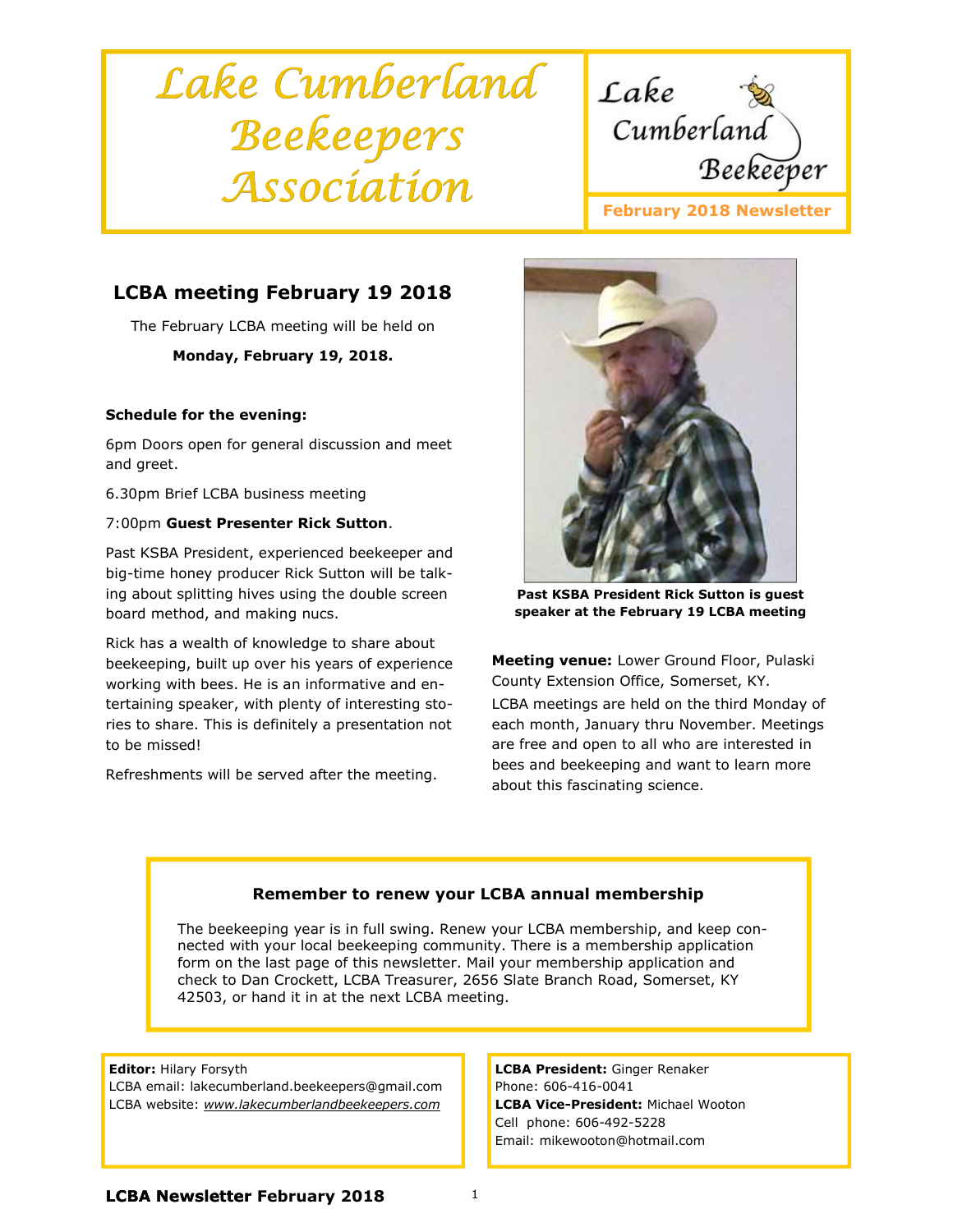# Lake Cumberland Beekeepers Association

Lake Cumberland Beekeeper

**February 2018 Newsletter**

## LCBA meeting February 19 2018

The February LCBA meeting will be held on

**Monday, February 19, 2018.**

**Schedule for the evening:**

6pm Doors open for general discussion and meet and greet.

6.30pm Brief LCBA business meeting

7:00pm **Guest Presenter Rick Sutton**.

Past KSBA President, experienced beekeeper and big-time honey producer Rick Sutton will be talking about splitting hives using the double screen board method, and making nucs.

Rick has a wealth of knowledge to share about beekeeping, built up over his years of experience working with bees. He is an informative and entertaining speaker, with plenty of interesting stories to share. This is definitely a presentation not to be missed!

Refreshments will be served after the meeting.

**Past KSBA President Rick Sutton is guest speaker at the February 19 LCBA meeting**

**Meeting venue:** Lower Ground Floor, Pulaski County Extension Office, Somerset, KY.

LCBA meetings are held on the third Monday of each month, January thru November. Meetings are free and open to all who are interested in bees and beekeeping and want to learn more about this fascinating science.

### Remember to renew your LCBA annual membership

The beekeeping year is in full swing. Renew your LCBA membership, and keep connected with your local beekeeping community. There is a membership application form on the last page of this newsletter. Mail your membership application and check to Dan Crockett, LCBA Treasurer, 2656 Slate Branch Road, Somerset, KY 42503, or hand it in at the next LCBA meeting.

**Editor:** Hilary Forsyth
LCBA email: lakecumberland.beekeepers@gmail.com
LCBA website: *www.lakecumberlandbeekeepers.com*

**LCBA President:** Ginger Renaker
Phone: 606-416-0041
**LCBA Vice-President:** Michael Wooton
Cell phone: 606-492-5228
Email: mikewooton@hotmail.com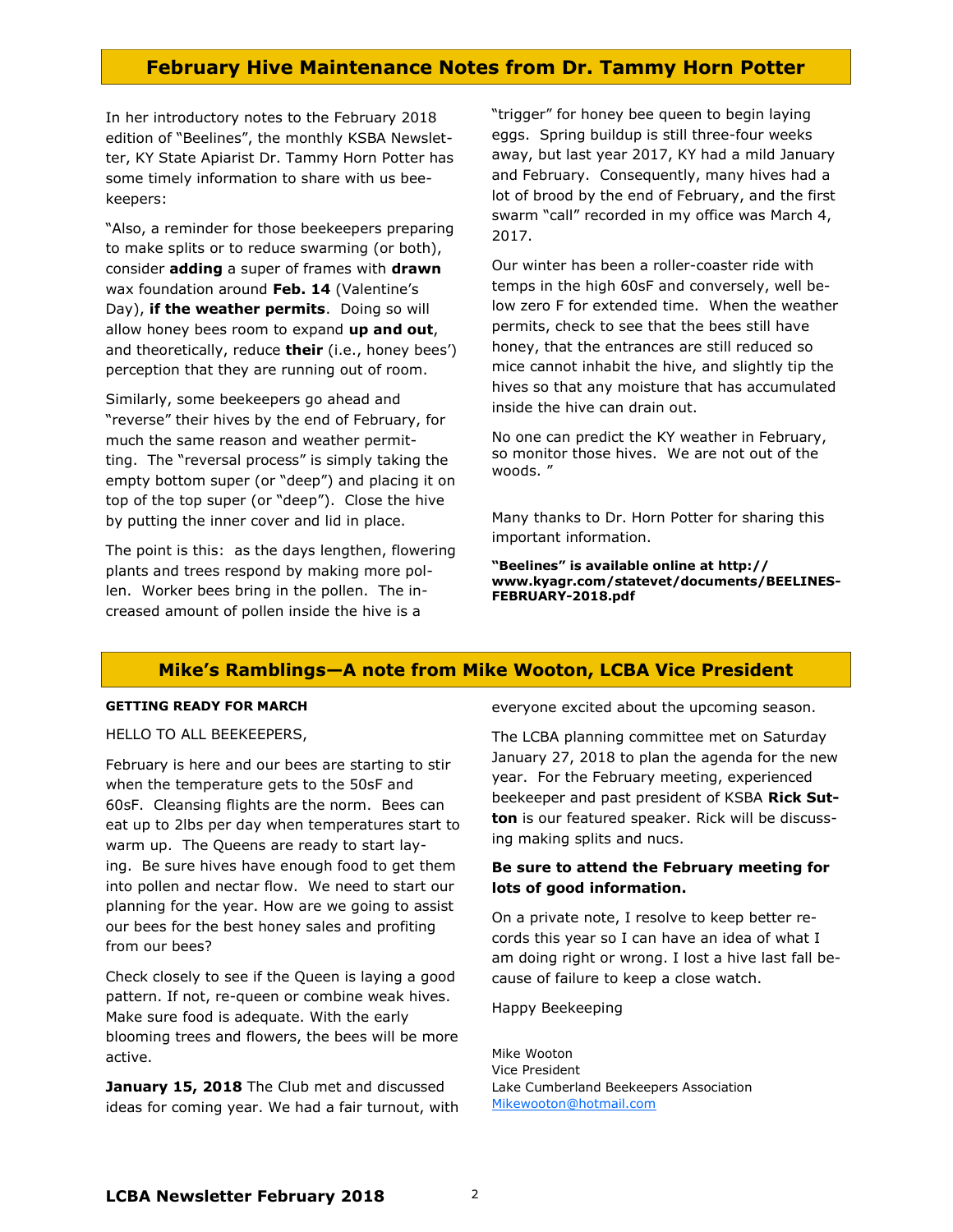## February Hive Maintenance Notes from Dr. Tammy Horn Potter

In her introductory notes to the February 2018 edition of "Beelines", the monthly KSBA Newsletter, KY State Apiarist Dr. Tammy Horn Potter has some timely information to share with us beekeepers:

"Also, a reminder for those beekeepers preparing to make splits or to reduce swarming (or both), consider **adding** a super of frames with **drawn** wax foundation around **Feb. 14** (Valentine's Day), **if the weather permits**. Doing so will allow honey bees room to expand **up and out**, and theoretically, reduce **their** (i.e., honey bees') perception that they are running out of room.

Similarly, some beekeepers go ahead and "reverse" their hives by the end of February, for much the same reason and weather permitting. The "reversal process" is simply taking the empty bottom super (or "deep") and placing it on top of the top super (or "deep"). Close the hive by putting the inner cover and lid in place.

The point is this: as the days lengthen, flowering plants and trees respond by making more pollen. Worker bees bring in the pollen. The increased amount of pollen inside the hive is a "trigger" for honey bee queen to begin laying eggs. Spring buildup is still three-four weeks away, but last year 2017, KY had a mild January and February. Consequently, many hives had a lot of brood by the end of February, and the first swarm "call" recorded in my office was March 4, 2017.

Our winter has been a roller-coaster ride with temps in the high 60sF and conversely, well below zero F for extended time. When the weather permits, check to see that the bees still have honey, that the entrances are still reduced so mice cannot inhabit the hive, and slightly tip the hives so that any moisture that has accumulated inside the hive can drain out.

No one can predict the KY weather in February, so monitor those hives. We are not out of the woods. "

Many thanks to Dr. Horn Potter for sharing this important information.

**"Beelines" is available online at http://www.kyagr.com/statevet/documents/BEELINES-FEBRUARY-2018.pdf**

## Mike's Ramblings—A note from Mike Wooton, LCBA Vice President

**GETTING READY FOR MARCH**

HELLO TO ALL BEEKEEPERS,

February is here and our bees are starting to stir when the temperature gets to the 50sF and 60sF. Cleansing flights are the norm. Bees can eat up to 2lbs per day when temperatures start to warm up. The Queens are ready to start laying. Be sure hives have enough food to get them into pollen and nectar flow. We need to start our planning for the year. How are we going to assist our bees for the best honey sales and profiting from our bees?

Check closely to see if the Queen is laying a good pattern. If not, re-queen or combine weak hives. Make sure food is adequate. With the early blooming trees and flowers, the bees will be more active.

**January 15, 2018** The Club met and discussed ideas for coming year. We had a fair turnout, with everyone excited about the upcoming season.

The LCBA planning committee met on Saturday January 27, 2018 to plan the agenda for the new year. For the February meeting, experienced beekeeper and past president of KSBA **Rick Sutton** is our featured speaker. Rick will be discussing making splits and nucs.

**Be sure to attend the February meeting for lots of good information.**

On a private note, I resolve to keep better records this year so I can have an idea of what I am doing right or wrong. I lost a hive last fall because of failure to keep a close watch.

Happy Beekeeping

Mike Wooton
Vice President
Lake Cumberland Beekeepers Association
Mikewooton@hotmail.com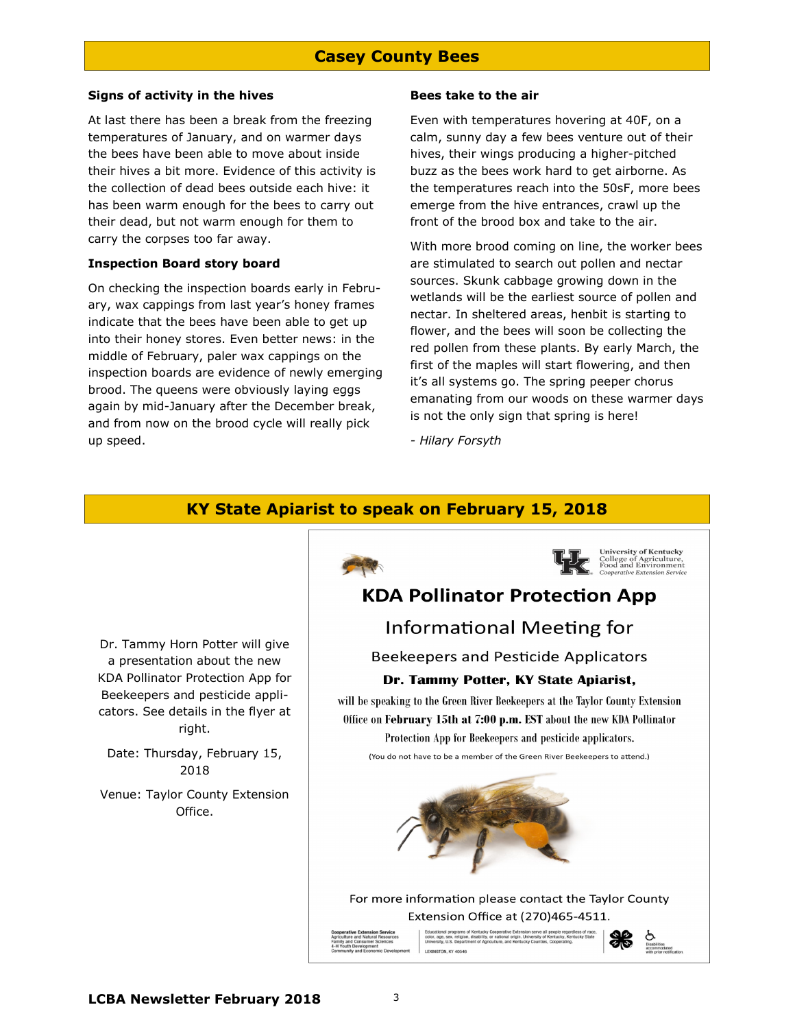## Casey County Bees

### Signs of activity in the hives

At last there has been a break from the freezing temperatures of January, and on warmer days the bees have been able to move about inside their hives a bit more. Evidence of this activity is the collection of dead bees outside each hive: it has been warm enough for the bees to carry out their dead, but not warm enough for them to carry the corpses too far away.

### Inspection Board story board

On checking the inspection boards early in February, wax cappings from last year's honey frames indicate that the bees have been able to get up into their honey stores. Even better news: in the middle of February, paler wax cappings on the inspection boards are evidence of newly emerging brood. The queens were obviously laying eggs again by mid-January after the December break, and from now on the brood cycle will really pick up speed.

### Bees take to the air

Even with temperatures hovering at 40F, on a calm, sunny day a few bees venture out of their hives, their wings producing a higher-pitched buzz as the bees work hard to get airborne. As the temperatures reach into the 50sF, more bees emerge from the hive entrances, crawl up the front of the brood box and take to the air.

With more brood coming on line, the worker bees are stimulated to search out pollen and nectar sources. Skunk cabbage growing down in the wetlands will be the earliest source of pollen and nectar. In sheltered areas, henbit is starting to flower, and the bees will soon be collecting the red pollen from these plants. By early March, the first of the maples will start flowering, and then it's all systems go. The spring peeper chorus emanating from our woods on these warmer days is not the only sign that spring is here!

*- Hilary Forsyth*

## KY State Apiarist to speak on February 15, 2018

Dr. Tammy Horn Potter will give a presentation about the new KDA Pollinator Protection App for Beekeepers and pesticide applicators. See details in the flyer at right.

Date: Thursday, February 15, 2018

Venue: Taylor County Extension Office.

University of Kentucky
College of Agriculture, Food and Environment
Cooperative Extension Service

### KDA Pollinator Protection App

Informational Meeting for

Beekeepers and Pesticide Applicators

**Dr. Tammy Potter, KY State Apiarist,**

will be speaking to the Green River Beekeepers at the Taylor County Extension Office on **February 15th at 7:00 p.m. EST** about the new KDA Pollinator Protection App for Beekeepers and pesticide applicators.

(You do not have to be a member of the Green River Beekeepers to attend.)

For more information please contact the Taylor County Extension Office at (270)465-4511.

Cooperative Extension Service
Agriculture and Natural Resources
Family and Consumer Sciences
4-H Youth Development
Community and Economic Development

Educational programs of Kentucky Cooperative Extension serve all people regardless of race, color, age, sex, religion, disability, or national origin. University of Kentucky, Kentucky State University, U.S. Department of Agriculture, and Kentucky Counties, Cooperating.

LEXINGTON, KY 40546

Disabilities accommodated with prior notification.

**LCBA Newsletter February 2018**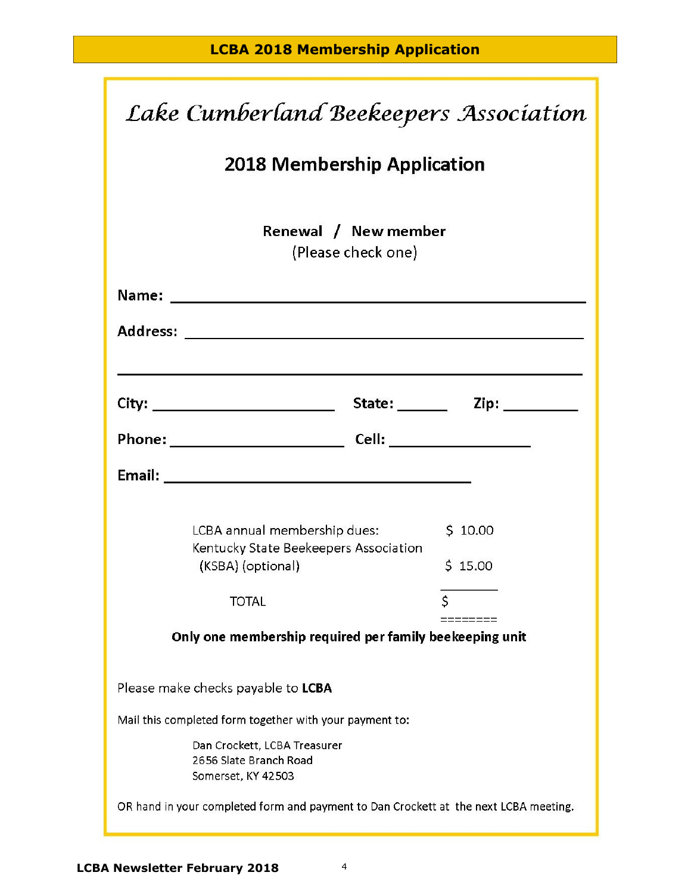# Lake Cumberland Beekeepers Association

## 2018 Membership Application

**Renewal / New member**
(Please check one)

**Name:** ______________________________________________

**Address:** ____________________________________________

________________________________________________________

**City:** ______________________ **State:** ______ **Zip:** _________

**Phone:** _____________________ **Cell:** _________________

**Email:** ____________________________________

| | |
|---|---|
| LCBA annual membership dues: | $ 10.00 |
| Kentucky State Beekeepers Association (KSBA) (optional) | $ 15.00 |
| TOTAL | $ |

**Only one membership required per family beekeeping unit**

Please make checks payable to **LCBA**

Mail this completed form together with your payment to:

Dan Crockett, LCBA Treasurer
2656 Slate Branch Road
Somerset, KY 42503

OR hand in your completed form and payment to Dan Crockett at the next LCBA meeting.